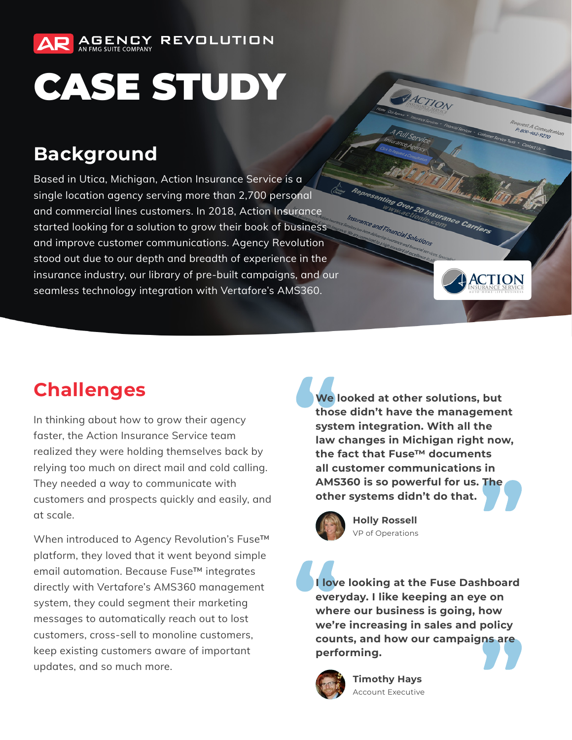AGENCY REVOLUTION
AN FMG SUITE COMPANY

# CASE STUDY

## Background

Based in Utica, Michigan, Action Insurance Service is a single location agency serving more than 2,700 personal and commercial lines customers. In 2018, Action Insurance started looking for a solution to grow their book of business and improve customer communications. Agency Revolution stood out due to our depth and breadth of experience in the insurance industry, our library of pre-built campaigns, and our seamless technology integration with Vertafore's AMS360.

## Challenges

In thinking about how to grow their agency faster, the Action Insurance Service team realized they were holding themselves back by relying too much on direct mail and cold calling. They needed a way to communicate with customers and prospects quickly and easily, and at scale.

When introduced to Agency Revolution's Fuse™ platform, they loved that it went beyond simple email automation. Because Fuse™ integrates directly with Vertafore's AMS360 management system, they could segment their marketing messages to automatically reach out to lost customers, cross-sell to monoline customers, keep existing customers aware of important updates, and so much more.

> **We looked at other solutions, but those didn't have the management system integration. With all the law changes in Michigan right now, the fact that Fuse™ documents all customer communications in AMS360 is so powerful for us. The other systems didn't do that.**
>
> **Holly Rossell**
> VP of Operations

> **I love looking at the Fuse Dashboard everyday. I like keeping an eye on where our business is going, how we're increasing in sales and policy counts, and how our campaigns are performing.**
>
> **Timothy Hays**
> Account Executive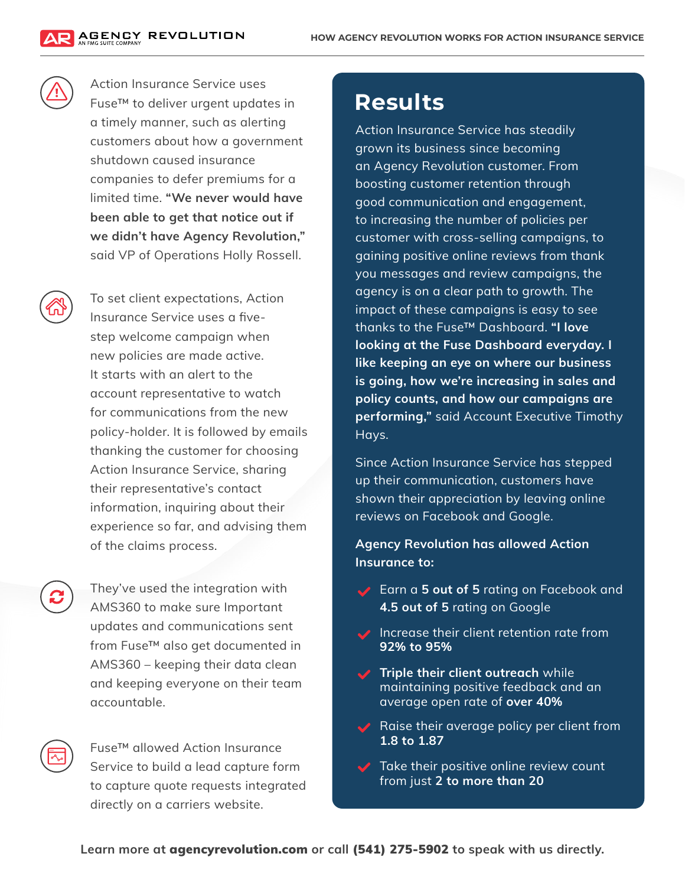Action Insurance Service uses Fuse™ to deliver urgent updates in a timely manner, such as alerting customers about how a government shutdown caused insurance companies to defer premiums for a limited time. **"We never would have been able to get that notice out if we didn't have Agency Revolution,"** said VP of Operations Holly Rossell.

To set client expectations, Action Insurance Service uses a five-step welcome campaign when new policies are made active. It starts with an alert to the account representative to watch for communications from the new policy-holder. It is followed by emails thanking the customer for choosing Action Insurance Service, sharing their representative's contact information, inquiring about their experience so far, and advising them of the claims process.

They've used the integration with AMS360 to make sure Important updates and communications sent from Fuse™ also get documented in AMS360 – keeping their data clean and keeping everyone on their team accountable.

Fuse™ allowed Action Insurance Service to build a lead capture form to capture quote requests integrated directly on a carriers website.

## Results

Action Insurance Service has steadily grown its business since becoming an Agency Revolution customer. From boosting customer retention through good communication and engagement, to increasing the number of policies per customer with cross-selling campaigns, to gaining positive online reviews from thank you messages and review campaigns, the agency is on a clear path to growth. The impact of these campaigns is easy to see thanks to the Fuse™ Dashboard. **"I love looking at the Fuse Dashboard everyday. I like keeping an eye on where our business is going, how we're increasing in sales and policy counts, and how our campaigns are performing,"** said Account Executive Timothy Hays.

Since Action Insurance Service has stepped up their communication, customers have shown their appreciation by leaving online reviews on Facebook and Google.

**Agency Revolution has allowed Action Insurance to:**

- Earn a **5 out of 5** rating on Facebook and **4.5 out of 5** rating on Google
- Increase their client retention rate from **92% to 95%**
- **Triple their client outreach** while maintaining positive feedback and an average open rate of **over 40%**
- Raise their average policy per client from **1.8 to 1.87**
- Take their positive online review count from just **2 to more than 20**

Learn more at **agencyrevolution.com** or call **(541) 275-5902** to speak with us directly.